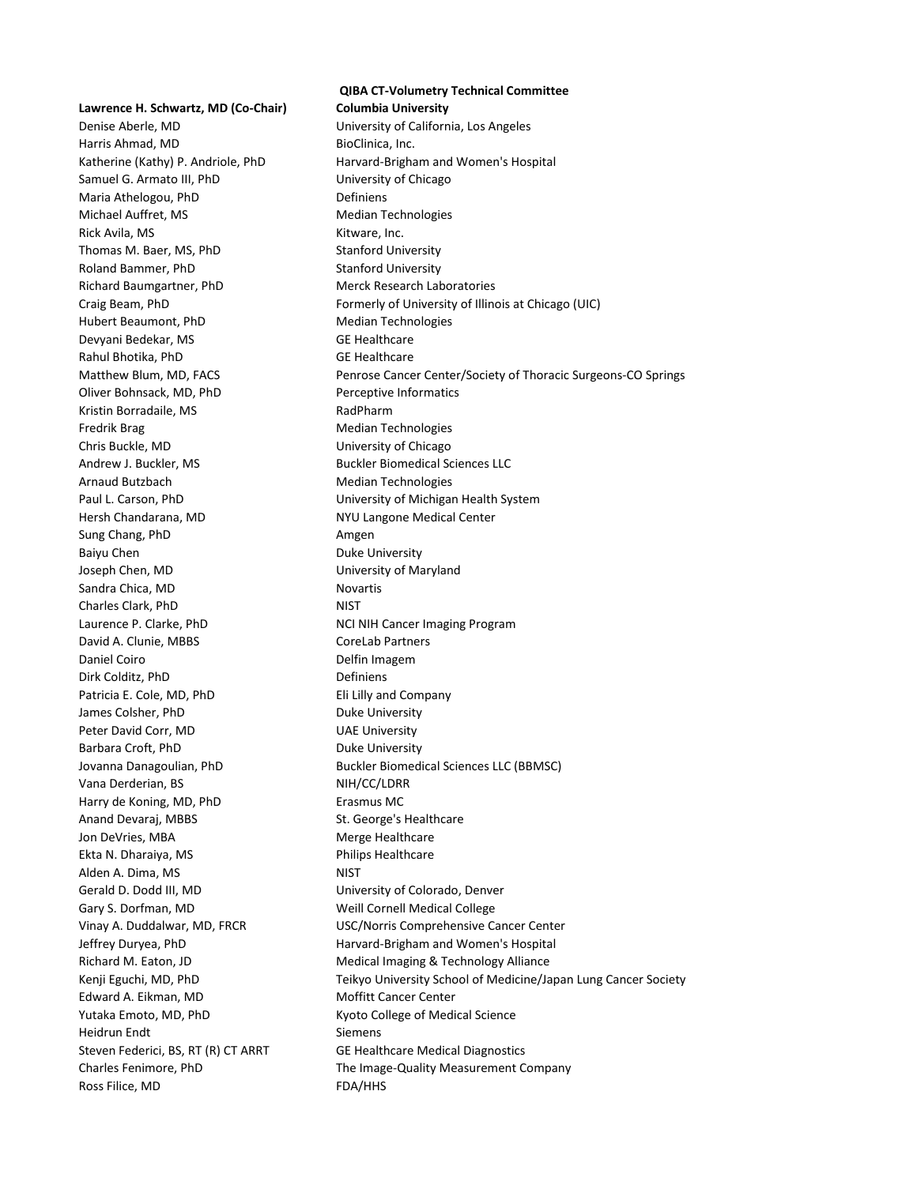### QIBA CT-Volumetry Technical Committee

| | |
|---|---|
| **Lawrence H. Schwartz, MD (Co-Chair)** | **Columbia University** |
| Denise Aberle, MD | University of California, Los Angeles |
| Harris Ahmad, MD | BioClinica, Inc. |
| Katherine (Kathy) P. Andriole, PhD | Harvard-Brigham and Women's Hospital |
| Samuel G. Armato III, PhD | University of Chicago |
| Maria Athelogou, PhD | Definiens |
| Michael Auffret, MS | Median Technologies |
| Rick Avila, MS | Kitware, Inc. |
| Thomas M. Baer, MS, PhD | Stanford University |
| Roland Bammer, PhD | Stanford University |
| Richard Baumgartner, PhD | Merck Research Laboratories |
| Craig Beam, PhD | Formerly of University of Illinois at Chicago (UIC) |
| Hubert Beaumont, PhD | Median Technologies |
| Devyani Bedekar, MS | GE Healthcare |
| Rahul Bhotika, PhD | GE Healthcare |
| Matthew Blum, MD, FACS | Penrose Cancer Center/Society of Thoracic Surgeons-CO Springs |
| Oliver Bohnsack, MD, PhD | Perceptive Informatics |
| Kristin Borradaile, MS | RadPharm |
| Fredrik Brag | Median Technologies |
| Chris Buckle, MD | University of Chicago |
| Andrew J. Buckler, MS | Buckler Biomedical Sciences LLC |
| Arnaud Butzbach | Median Technologies |
| Paul L. Carson, PhD | University of Michigan Health System |
| Hersh Chandarana, MD | NYU Langone Medical Center |
| Sung Chang, PhD | Amgen |
| Baiyu Chen | Duke University |
| Joseph Chen, MD | University of Maryland |
| Sandra Chica, MD | Novartis |
| Charles Clark, PhD | NIST |
| Laurence P. Clarke, PhD | NCI NIH Cancer Imaging Program |
| David A. Clunie, MBBS | CoreLab Partners |
| Daniel Coiro | Delfin Imagem |
| Dirk Colditz, PhD | Definiens |
| Patricia E. Cole, MD, PhD | Eli Lilly and Company |
| James Colsher, PhD | Duke University |
| Peter David Corr, MD | UAE University |
| Barbara Croft, PhD | Duke University |
| Jovanna Danagoulian, PhD | Buckler Biomedical Sciences LLC (BBMSC) |
| Vana Derderian, BS | NIH/CC/LDRR |
| Harry de Koning, MD, PhD | Erasmus MC |
| Anand Devaraj, MBBS | St. George's Healthcare |
| Jon DeVries, MBA | Merge Healthcare |
| Ekta N. Dharaiya, MS | Philips Healthcare |
| Alden A. Dima, MS | NIST |
| Gerald D. Dodd III, MD | University of Colorado, Denver |
| Gary S. Dorfman, MD | Weill Cornell Medical College |
| Vinay A. Duddalwar, MD, FRCR | USC/Norris Comprehensive Cancer Center |
| Jeffrey Duryea, PhD | Harvard-Brigham and Women's Hospital |
| Richard M. Eaton, JD | Medical Imaging & Technology Alliance |
| Kenji Eguchi, MD, PhD | Teikyo University School of Medicine/Japan Lung Cancer Society |
| Edward A. Eikman, MD | Moffitt Cancer Center |
| Yutaka Emoto, MD, PhD | Kyoto College of Medical Science |
| Heidrun Endt | Siemens |
| Steven Federici, BS, RT (R) CT ARRT | GE Healthcare Medical Diagnostics |
| Charles Fenimore, PhD | The Image-Quality Measurement Company |
| Ross Filice, MD | FDA/HHS |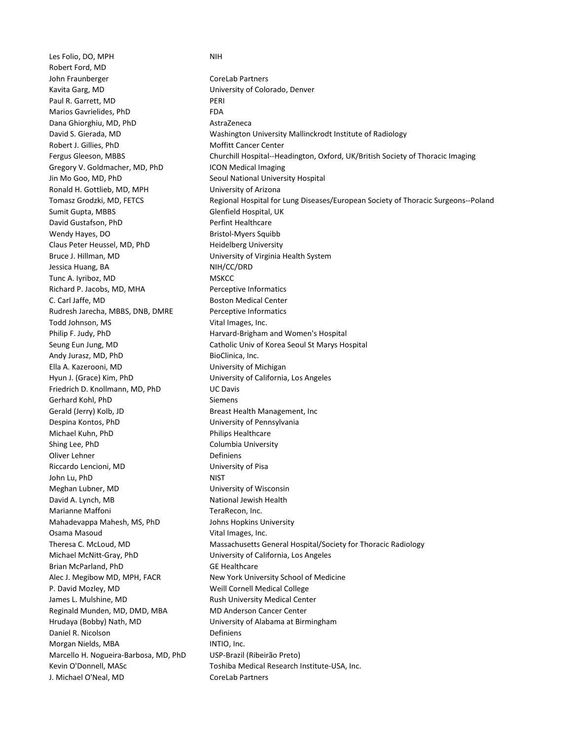| | |
|---|---|
| Les Folio, DO, MPH | NIH |
| Robert Ford, MD | |
| John Fraunberger | CoreLab Partners |
| Kavita Garg, MD | University of Colorado, Denver |
| Paul R. Garrett, MD | PERI |
| Marios Gavrielides, PhD | FDA |
| Dana Ghiorghiu, MD, PhD | AstraZeneca |
| David S. Gierada, MD | Washington University Mallinckrodt Institute of Radiology |
| Robert J. Gillies, PhD | Moffitt Cancer Center |
| Fergus Gleeson, MBBS | Churchill Hospital--Headington, Oxford, UK/British Society of Thoracic Imaging |
| Gregory V. Goldmacher, MD, PhD | ICON Medical Imaging |
| Jin Mo Goo, MD, PhD | Seoul National University Hospital |
| Ronald H. Gottlieb, MD, MPH | University of Arizona |
| Tomasz Grodzki, MD, FETCS | Regional Hospital for Lung Diseases/European Society of Thoracic Surgeons--Poland |
| Sumit Gupta, MBBS | Glenfield Hospital, UK |
| David Gustafson, PhD | Perfint Healthcare |
| Wendy Hayes, DO | Bristol-Myers Squibb |
| Claus Peter Heussel, MD, PhD | Heidelberg University |
| Bruce J. Hillman, MD | University of Virginia Health System |
| Jessica Huang, BA | NIH/CC/DRD |
| Tunc A. Iyriboz, MD | MSKCC |
| Richard P. Jacobs, MD, MHA | Perceptive Informatics |
| C. Carl Jaffe, MD | Boston Medical Center |
| Rudresh Jarecha, MBBS, DNB, DMRE | Perceptive Informatics |
| Todd Johnson, MS | Vital Images, Inc. |
| Philip F. Judy, PhD | Harvard-Brigham and Women's Hospital |
| Seung Eun Jung, MD | Catholic Univ of Korea Seoul St Marys Hospital |
| Andy Jurasz, MD, PhD | BioClinica, Inc. |
| Ella A. Kazerooni, MD | University of Michigan |
| Hyun J. (Grace) Kim, PhD | University of California, Los Angeles |
| Friedrich D. Knollmann, MD, PhD | UC Davis |
| Gerhard Kohl, PhD | Siemens |
| Gerald (Jerry) Kolb, JD | Breast Health Management, Inc |
| Despina Kontos, PhD | University of Pennsylvania |
| Michael Kuhn, PhD | Philips Healthcare |
| Shing Lee, PhD | Columbia University |
| Oliver Lehner | Definiens |
| Riccardo Lencioni, MD | University of Pisa |
| John Lu, PhD | NIST |
| Meghan Lubner, MD | University of Wisconsin |
| David A. Lynch, MB | National Jewish Health |
| Marianne Maffoni | TeraRecon, Inc. |
| Mahadevappa Mahesh, MS, PhD | Johns Hopkins University |
| Osama Masoud | Vital Images, Inc. |
| Theresa C. McLoud, MD | Massachusetts General Hospital/Society for Thoracic Radiology |
| Michael McNitt-Gray, PhD | University of California, Los Angeles |
| Brian McParland, PhD | GE Healthcare |
| Alec J. Megibow MD, MPH, FACR | New York University School of Medicine |
| P. David Mozley, MD | Weill Cornell Medical College |
| James L. Mulshine, MD | Rush University Medical Center |
| Reginald Munden, MD, DMD, MBA | MD Anderson Cancer Center |
| Hrudaya (Bobby) Nath, MD | University of Alabama at Birmingham |
| Daniel R. Nicolson | Definiens |
| Morgan Nields, MBA | INTIO, Inc. |
| Marcello H. Nogueira-Barbosa, MD, PhD | USP-Brazil (Ribeirão Preto) |
| Kevin O'Donnell, MASc | Toshiba Medical Research Institute-USA, Inc. |
| J. Michael O'Neal, MD | CoreLab Partners |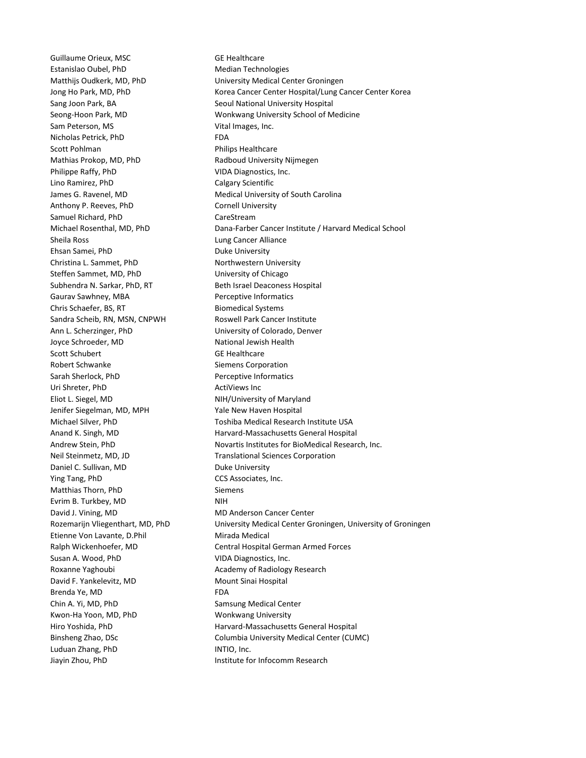| | |
|---|---|
| Guillaume Orieux, MSC | GE Healthcare |
| Estanislao Oubel, PhD | Median Technologies |
| Matthijs Oudkerk, MD, PhD | University Medical Center Groningen |
| Jong Ho Park, MD, PhD | Korea Cancer Center Hospital/Lung Cancer Center Korea |
| Sang Joon Park, BA | Seoul National University Hospital |
| Seong-Hoon Park, MD | Wonkwang University School of Medicine |
| Sam Peterson, MS | Vital Images, Inc. |
| Nicholas Petrick, PhD | FDA |
| Scott Pohlman | Philips Healthcare |
| Mathias Prokop, MD, PhD | Radboud University Nijmegen |
| Philippe Raffy, PhD | VIDA Diagnostics, Inc. |
| Lino Ramirez, PhD | Calgary Scientific |
| James G. Ravenel, MD | Medical University of South Carolina |
| Anthony P. Reeves, PhD | Cornell University |
| Samuel Richard, PhD | CareStream |
| Michael Rosenthal, MD, PhD | Dana-Farber Cancer Institute / Harvard Medical School |
| Sheila Ross | Lung Cancer Alliance |
| Ehsan Samei, PhD | Duke University |
| Christina L. Sammet, PhD | Northwestern University |
| Steffen Sammet, MD, PhD | University of Chicago |
| Subhendra N. Sarkar, PhD, RT | Beth Israel Deaconess Hospital |
| Gaurav Sawhney, MBA | Perceptive Informatics |
| Chris Schaefer, BS, RT | Biomedical Systems |
| Sandra Scheib, RN, MSN, CNPWH | Roswell Park Cancer Institute |
| Ann L. Scherzinger, PhD | University of Colorado, Denver |
| Joyce Schroeder, MD | National Jewish Health |
| Scott Schubert | GE Healthcare |
| Robert Schwanke | Siemens Corporation |
| Sarah Sherlock, PhD | Perceptive Informatics |
| Uri Shreter, PhD | ActiViews Inc |
| Eliot L. Siegel, MD | NIH/University of Maryland |
| Jenifer Siegelman, MD, MPH | Yale New Haven Hospital |
| Michael Silver, PhD | Toshiba Medical Research Institute USA |
| Anand K. Singh, MD | Harvard-Massachusetts General Hospital |
| Andrew Stein, PhD | Novartis Institutes for BioMedical Research, Inc. |
| Neil Steinmetz, MD, JD | Translational Sciences Corporation |
| Daniel C. Sullivan, MD | Duke University |
| Ying Tang, PhD | CCS Associates, Inc. |
| Matthias Thorn, PhD | Siemens |
| Evrim B. Turkbey, MD | NIH |
| David J. Vining, MD | MD Anderson Cancer Center |
| Rozemarijn Vliegenthart, MD, PhD | University Medical Center Groningen, University of Groningen |
| Etienne Von Lavante, D.Phil | Mirada Medical |
| Ralph Wickenhoefer, MD | Central Hospital German Armed Forces |
| Susan A. Wood, PhD | VIDA Diagnostics, Inc. |
| Roxanne Yaghoubi | Academy of Radiology Research |
| David F. Yankelevitz, MD | Mount Sinai Hospital |
| Brenda Ye, MD | FDA |
| Chin A. Yi, MD, PhD | Samsung Medical Center |
| Kwon-Ha Yoon, MD, PhD | Wonkwang University |
| Hiro Yoshida, PhD | Harvard-Massachusetts General Hospital |
| Binsheng Zhao, DSc | Columbia University Medical Center (CUMC) |
| Luduan Zhang, PhD | INTIO, Inc. |
| Jiayin Zhou, PhD | Institute for Infocomm Research |